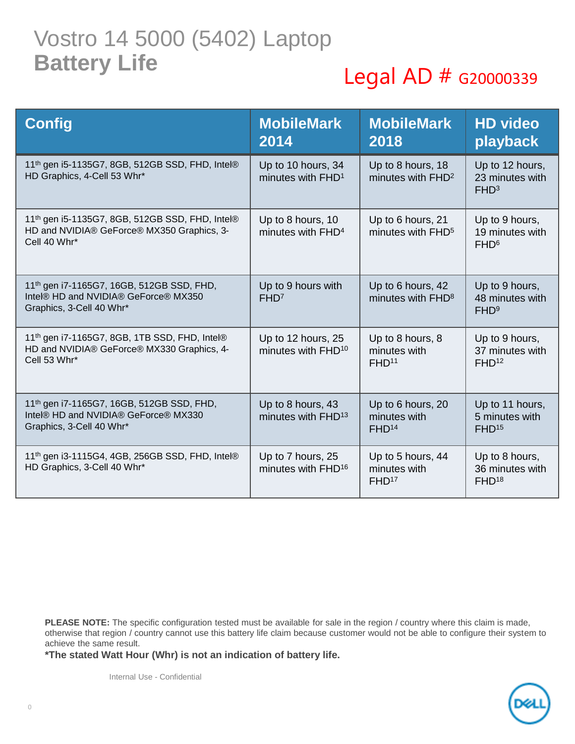# Vostro 14 5000 (5402) Laptop
## Battery Life

Legal AD # G20000339

| Config | MobileMark 2014 | MobileMark 2018 | HD video playback |
|---|---|---|---|
| 11th gen i5-1135G7, 8GB, 512GB SSD, FHD, Intel® HD Graphics, 4-Cell 53 Whr* | Up to 10 hours, 34 minutes with FHD[1] | Up to 8 hours, 18 minutes with FHD[2] | Up to 12 hours, 23 minutes with FHD[3] |
| 11th gen i5-1135G7, 8GB, 512GB SSD, FHD, Intel® HD and NVIDIA® GeForce® MX350 Graphics, 3-Cell 40 Whr* | Up to 8 hours, 10 minutes with FHD[4] | Up to 6 hours, 21 minutes with FHD[5] | Up to 9 hours, 19 minutes with FHD[6] |
| 11th gen i7-1165G7, 16GB, 512GB SSD, FHD, Intel® HD and NVIDIA® GeForce® MX350 Graphics, 3-Cell 40 Whr* | Up to 9 hours with FHD[7] | Up to 6 hours, 42 minutes with FHD[8] | Up to 9 hours, 48 minutes with FHD[9] |
| 11th gen i7-1165G7, 8GB, 1TB SSD, FHD, Intel® HD and NVIDIA® GeForce® MX330 Graphics, 4-Cell 53 Whr* | Up to 12 hours, 25 minutes with FHD[10] | Up to 8 hours, 8 minutes with FHD[11] | Up to 9 hours, 37 minutes with FHD[12] |
| 11th gen i7-1165G7, 16GB, 512GB SSD, FHD, Intel® HD and NVIDIA® GeForce® MX330 Graphics, 3-Cell 40 Whr* | Up to 8 hours, 43 minutes with FHD[13] | Up to 6 hours, 20 minutes with FHD[14] | Up to 11 hours, 5 minutes with FHD[15] |
| 11th gen i3-1115G4, 4GB, 256GB SSD, FHD, Intel® HD Graphics, 3-Cell 40 Whr* | Up to 7 hours, 25 minutes with FHD[16] | Up to 5 hours, 44 minutes with FHD[17] | Up to 8 hours, 36 minutes with FHD[18] |

**PLEASE NOTE:** The specific configuration tested must be available for sale in the region / country where this claim is made, otherwise that region / country cannot use this battery life claim because customer would not be able to configure their system to achieve the same result.

**\*The stated Watt Hour (Whr) is not an indication of battery life.**

Internal Use - Confidential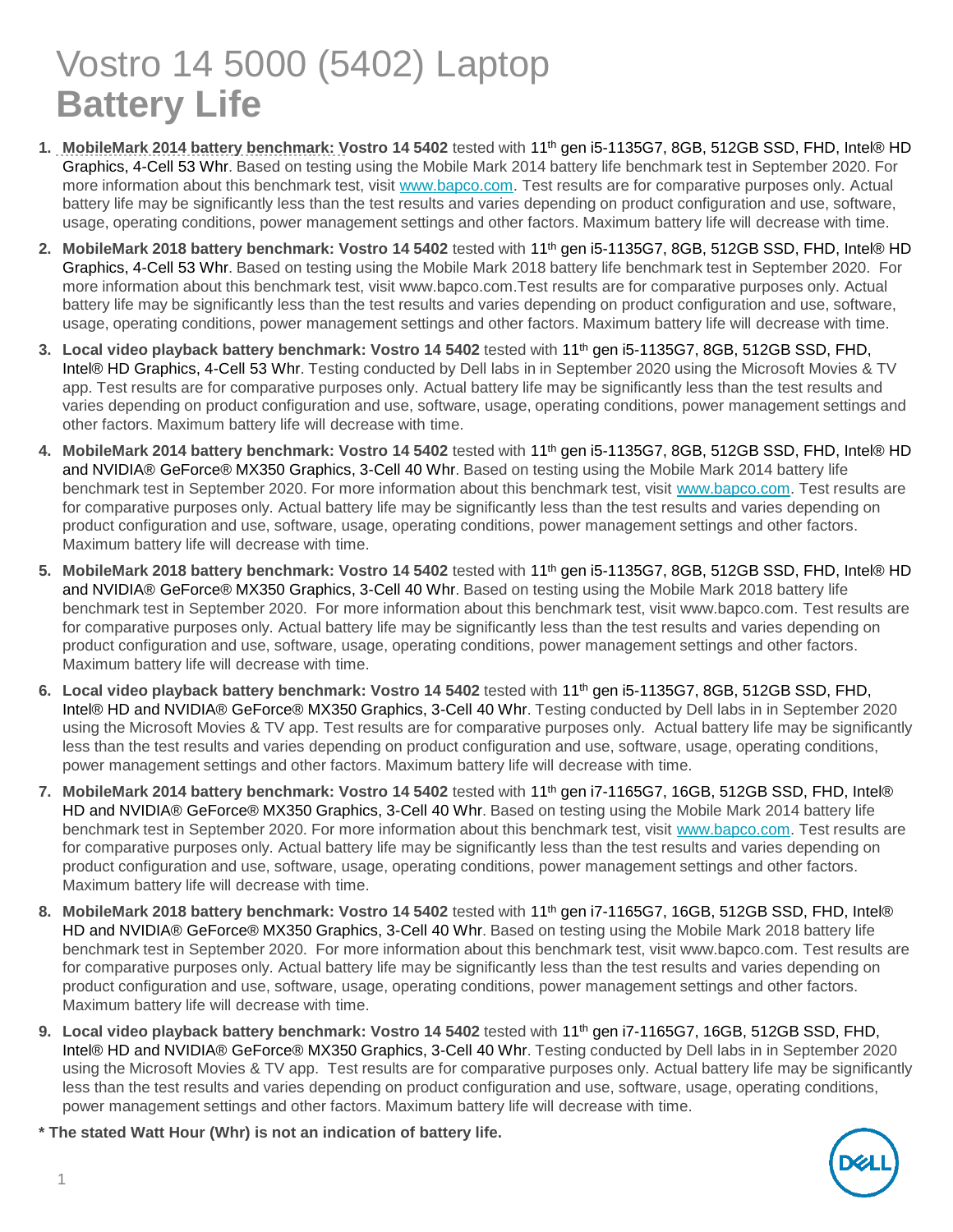# Vostro 14 5000 (5402) Laptop
# **Battery Life**

1. **MobileMark 2014 battery benchmark: Vostro 14 5402** tested with 11th gen i5-1135G7, 8GB, 512GB SSD, FHD, Intel® HD Graphics, 4-Cell 53 Whr. Based on testing using the Mobile Mark 2014 battery life benchmark test in September 2020. For more information about this benchmark test, visit www.bapco.com. Test results are for comparative purposes only. Actual battery life may be significantly less than the test results and varies depending on product configuration and use, software, usage, operating conditions, power management settings and other factors. Maximum battery life will decrease with time.
2. **MobileMark 2018 battery benchmark: Vostro 14 5402** tested with 11th gen i5-1135G7, 8GB, 512GB SSD, FHD, Intel® HD Graphics, 4-Cell 53 Whr. Based on testing using the Mobile Mark 2018 battery life benchmark test in September 2020. For more information about this benchmark test, visit www.bapco.com.Test results are for comparative purposes only. Actual battery life may be significantly less than the test results and varies depending on product configuration and use, software, usage, operating conditions, power management settings and other factors. Maximum battery life will decrease with time.
3. **Local video playback battery benchmark: Vostro 14 5402** tested with 11th gen i5-1135G7, 8GB, 512GB SSD, FHD, Intel® HD Graphics, 4-Cell 53 Whr. Testing conducted by Dell labs in in September 2020 using the Microsoft Movies & TV app. Test results are for comparative purposes only. Actual battery life may be significantly less than the test results and varies depending on product configuration and use, software, usage, operating conditions, power management settings and other factors. Maximum battery life will decrease with time.
4. **MobileMark 2014 battery benchmark: Vostro 14 5402** tested with 11th gen i5-1135G7, 8GB, 512GB SSD, FHD, Intel® HD and NVIDIA® GeForce® MX350 Graphics, 3-Cell 40 Whr. Based on testing using the Mobile Mark 2014 battery life benchmark test in September 2020. For more information about this benchmark test, visit www.bapco.com. Test results are for comparative purposes only. Actual battery life may be significantly less than the test results and varies depending on product configuration and use, software, usage, operating conditions, power management settings and other factors. Maximum battery life will decrease with time.
5. **MobileMark 2018 battery benchmark: Vostro 14 5402** tested with 11th gen i5-1135G7, 8GB, 512GB SSD, FHD, Intel® HD and NVIDIA® GeForce® MX350 Graphics, 3-Cell 40 Whr. Based on testing using the Mobile Mark 2018 battery life benchmark test in September 2020. For more information about this benchmark test, visit www.bapco.com. Test results are for comparative purposes only. Actual battery life may be significantly less than the test results and varies depending on product configuration and use, software, usage, operating conditions, power management settings and other factors. Maximum battery life will decrease with time.
6. **Local video playback battery benchmark: Vostro 14 5402** tested with 11th gen i5-1135G7, 8GB, 512GB SSD, FHD, Intel® HD and NVIDIA® GeForce® MX350 Graphics, 3-Cell 40 Whr. Testing conducted by Dell labs in in September 2020 using the Microsoft Movies & TV app. Test results are for comparative purposes only. Actual battery life may be significantly less than the test results and varies depending on product configuration and use, software, usage, operating conditions, power management settings and other factors. Maximum battery life will decrease with time.
7. **MobileMark 2014 battery benchmark: Vostro 14 5402** tested with 11th gen i7-1165G7, 16GB, 512GB SSD, FHD, Intel® HD and NVIDIA® GeForce® MX350 Graphics, 3-Cell 40 Whr. Based on testing using the Mobile Mark 2014 battery life benchmark test in September 2020. For more information about this benchmark test, visit www.bapco.com. Test results are for comparative purposes only. Actual battery life may be significantly less than the test results and varies depending on product configuration and use, software, usage, operating conditions, power management settings and other factors. Maximum battery life will decrease with time.
8. **MobileMark 2018 battery benchmark: Vostro 14 5402** tested with 11th gen i7-1165G7, 16GB, 512GB SSD, FHD, Intel® HD and NVIDIA® GeForce® MX350 Graphics, 3-Cell 40 Whr. Based on testing using the Mobile Mark 2018 battery life benchmark test in September 2020. For more information about this benchmark test, visit www.bapco.com. Test results are for comparative purposes only. Actual battery life may be significantly less than the test results and varies depending on product configuration and use, software, usage, operating conditions, power management settings and other factors. Maximum battery life will decrease with time.
9. **Local video playback battery benchmark: Vostro 14 5402** tested with 11th gen i7-1165G7, 16GB, 512GB SSD, FHD, Intel® HD and NVIDIA® GeForce® MX350 Graphics, 3-Cell 40 Whr. Testing conducted by Dell labs in in September 2020 using the Microsoft Movies & TV app. Test results are for comparative purposes only. Actual battery life may be significantly less than the test results and varies depending on product configuration and use, software, usage, operating conditions, power management settings and other factors. Maximum battery life will decrease with time.

**\* The stated Watt Hour (Whr) is not an indication of battery life.**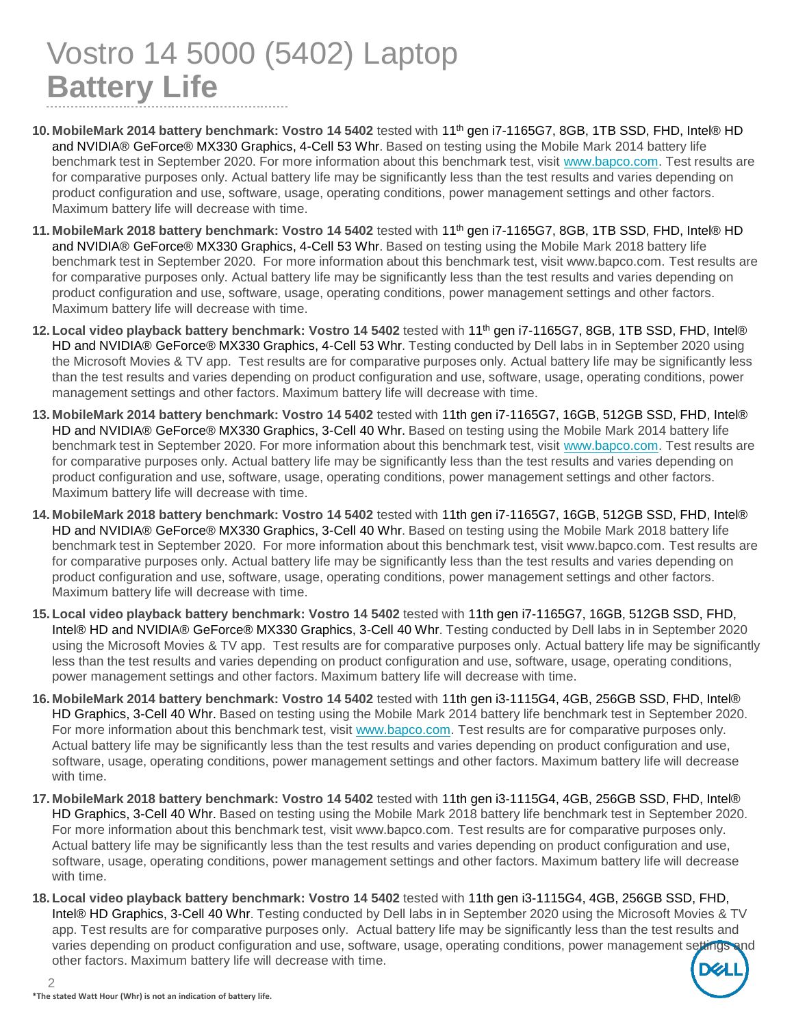# Vostro 14 5000 (5402) Laptop
## **Battery Life**

10. **MobileMark 2014 battery benchmark: Vostro 14 5402** tested with 11th gen i7-1165G7, 8GB, 1TB SSD, FHD, Intel® HD and NVIDIA® GeForce® MX330 Graphics, 4-Cell 53 Whr. Based on testing using the Mobile Mark 2014 battery life benchmark test in September 2020. For more information about this benchmark test, visit www.bapco.com. Test results are for comparative purposes only. Actual battery life may be significantly less than the test results and varies depending on product configuration and use, software, usage, operating conditions, power management settings and other factors. Maximum battery life will decrease with time.
11. **MobileMark 2018 battery benchmark: Vostro 14 5402** tested with 11th gen i7-1165G7, 8GB, 1TB SSD, FHD, Intel® HD and NVIDIA® GeForce® MX330 Graphics, 4-Cell 53 Whr. Based on testing using the Mobile Mark 2018 battery life benchmark test in September 2020. For more information about this benchmark test, visit www.bapco.com. Test results are for comparative purposes only. Actual battery life may be significantly less than the test results and varies depending on product configuration and use, software, usage, operating conditions, power management settings and other factors. Maximum battery life will decrease with time.
12. **Local video playback battery benchmark: Vostro 14 5402** tested with 11th gen i7-1165G7, 8GB, 1TB SSD, FHD, Intel® HD and NVIDIA® GeForce® MX330 Graphics, 4-Cell 53 Whr. Testing conducted by Dell labs in in September 2020 using the Microsoft Movies & TV app. Test results are for comparative purposes only. Actual battery life may be significantly less than the test results and varies depending on product configuration and use, software, usage, operating conditions, power management settings and other factors. Maximum battery life will decrease with time.
13. **MobileMark 2014 battery benchmark: Vostro 14 5402** tested with 11th gen i7-1165G7, 16GB, 512GB SSD, FHD, Intel® HD and NVIDIA® GeForce® MX330 Graphics, 3-Cell 40 Whr. Based on testing using the Mobile Mark 2014 battery life benchmark test in September 2020. For more information about this benchmark test, visit www.bapco.com. Test results are for comparative purposes only. Actual battery life may be significantly less than the test results and varies depending on product configuration and use, software, usage, operating conditions, power management settings and other factors. Maximum battery life will decrease with time.
14. **MobileMark 2018 battery benchmark: Vostro 14 5402** tested with 11th gen i7-1165G7, 16GB, 512GB SSD, FHD, Intel® HD and NVIDIA® GeForce® MX330 Graphics, 3-Cell 40 Whr. Based on testing using the Mobile Mark 2018 battery life benchmark test in September 2020. For more information about this benchmark test, visit www.bapco.com. Test results are for comparative purposes only. Actual battery life may be significantly less than the test results and varies depending on product configuration and use, software, usage, operating conditions, power management settings and other factors. Maximum battery life will decrease with time.
15. **Local video playback battery benchmark: Vostro 14 5402** tested with 11th gen i7-1165G7, 16GB, 512GB SSD, FHD, Intel® HD and NVIDIA® GeForce® MX330 Graphics, 3-Cell 40 Whr. Testing conducted by Dell labs in in September 2020 using the Microsoft Movies & TV app. Test results are for comparative purposes only. Actual battery life may be significantly less than the test results and varies depending on product configuration and use, software, usage, operating conditions, power management settings and other factors. Maximum battery life will decrease with time.
16. **MobileMark 2014 battery benchmark: Vostro 14 5402** tested with 11th gen i3-1115G4, 4GB, 256GB SSD, FHD, Intel® HD Graphics, 3-Cell 40 Whr. Based on testing using the Mobile Mark 2014 battery life benchmark test in September 2020. For more information about this benchmark test, visit www.bapco.com. Test results are for comparative purposes only. Actual battery life may be significantly less than the test results and varies depending on product configuration and use, software, usage, operating conditions, power management settings and other factors. Maximum battery life will decrease with time.
17. **MobileMark 2018 battery benchmark: Vostro 14 5402** tested with 11th gen i3-1115G4, 4GB, 256GB SSD, FHD, Intel® HD Graphics, 3-Cell 40 Whr. Based on testing using the Mobile Mark 2018 battery life benchmark test in September 2020. For more information about this benchmark test, visit www.bapco.com. Test results are for comparative purposes only. Actual battery life may be significantly less than the test results and varies depending on product configuration and use, software, usage, operating conditions, power management settings and other factors. Maximum battery life will decrease with time.
18. **Local video playback battery benchmark: Vostro 14 5402** tested with 11th gen i3-1115G4, 4GB, 256GB SSD, FHD, Intel® HD Graphics, 3-Cell 40 Whr. Testing conducted by Dell labs in in September 2020 using the Microsoft Movies & TV app. Test results are for comparative purposes only. Actual battery life may be significantly less than the test results and varies depending on product configuration and use, software, usage, operating conditions, power management settings and other factors. Maximum battery life will decrease with time.

**\*The stated Watt Hour (Whr) is not an indication of battery life.**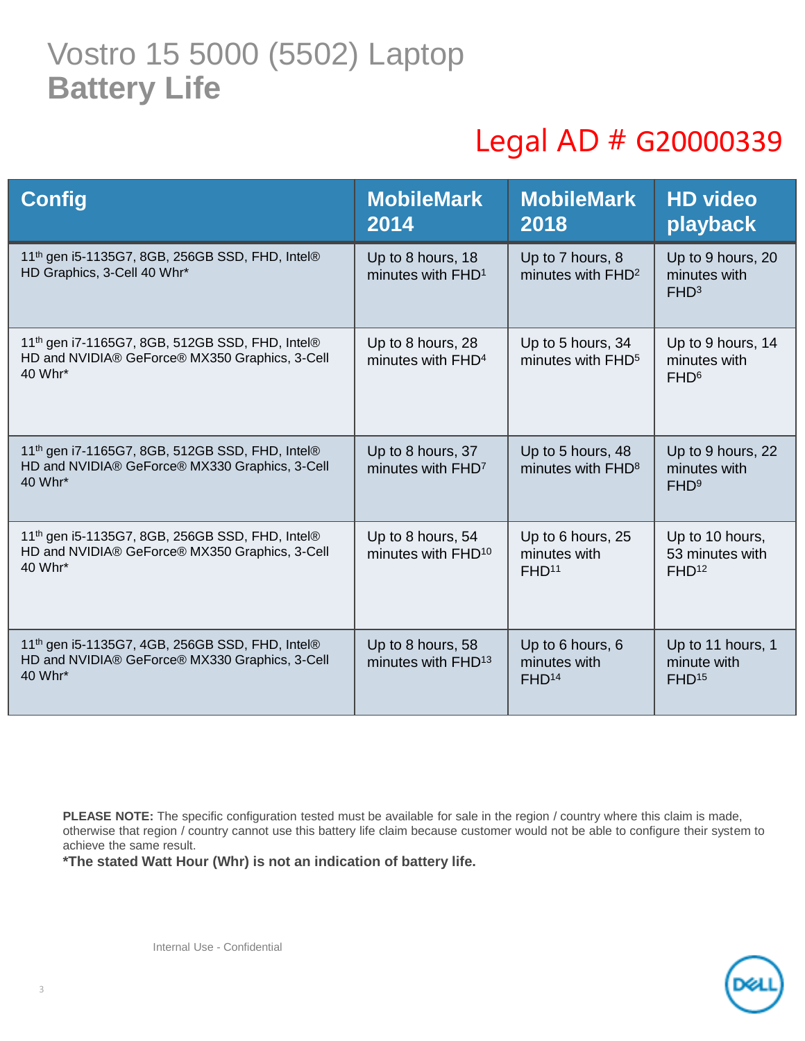# Vostro 15 5000 (5502) Laptop
## Battery Life

Legal AD # G20000339

| Config | MobileMark 2014 | MobileMark 2018 | HD video playback |
|---|---|---|---|
| 11th gen i5-1135G7, 8GB, 256GB SSD, FHD, Intel® HD Graphics, 3-Cell 40 Whr* | Up to 8 hours, 18 minutes with FHD[1] | Up to 7 hours, 8 minutes with FHD[2] | Up to 9 hours, 20 minutes with FHD[3] |
| 11th gen i7-1165G7, 8GB, 512GB SSD, FHD, Intel® HD and NVIDIA® GeForce® MX350 Graphics, 3-Cell 40 Whr* | Up to 8 hours, 28 minutes with FHD[4] | Up to 5 hours, 34 minutes with FHD[5] | Up to 9 hours, 14 minutes with FHD[6] |
| 11th gen i7-1165G7, 8GB, 512GB SSD, FHD, Intel® HD and NVIDIA® GeForce® MX330 Graphics, 3-Cell 40 Whr* | Up to 8 hours, 37 minutes with FHD[7] | Up to 5 hours, 48 minutes with FHD[8] | Up to 9 hours, 22 minutes with FHD[9] |
| 11th gen i5-1135G7, 8GB, 256GB SSD, FHD, Intel® HD and NVIDIA® GeForce® MX350 Graphics, 3-Cell 40 Whr* | Up to 8 hours, 54 minutes with FHD[10] | Up to 6 hours, 25 minutes with FHD[11] | Up to 10 hours, 53 minutes with FHD[12] |
| 11th gen i5-1135G7, 4GB, 256GB SSD, FHD, Intel® HD and NVIDIA® GeForce® MX330 Graphics, 3-Cell 40 Whr* | Up to 8 hours, 58 minutes with FHD[13] | Up to 6 hours, 6 minutes with FHD[14] | Up to 11 hours, 1 minute with FHD[15] |

**PLEASE NOTE:** The specific configuration tested must be available for sale in the region / country where this claim is made, otherwise that region / country cannot use this battery life claim because customer would not be able to configure their system to achieve the same result.

**\*The stated Watt Hour (Whr) is not an indication of battery life.**

Internal Use - Confidential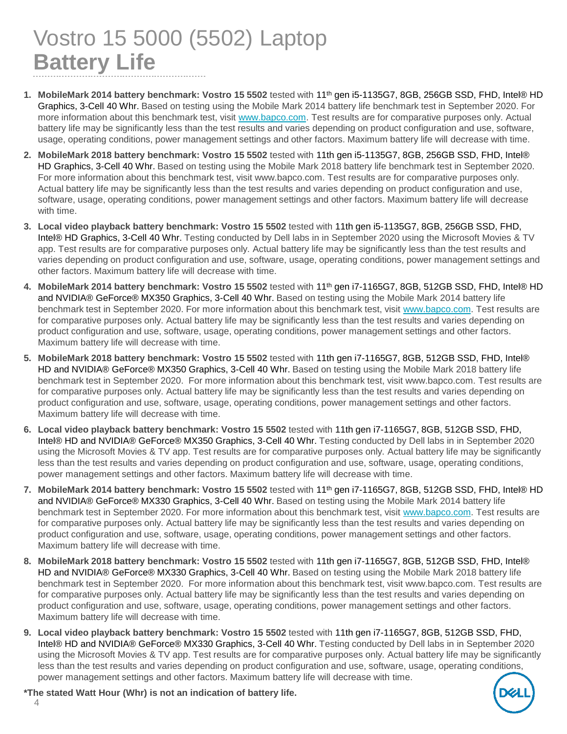# Vostro 15 5000 (5502) Laptop
## Battery Life

1. **MobileMark 2014 battery benchmark: Vostro 15 5502** tested with 11th gen i5-1135G7, 8GB, 256GB SSD, FHD, Intel® HD Graphics, 3-Cell 40 Whr. Based on testing using the Mobile Mark 2014 battery life benchmark test in September 2020. For more information about this benchmark test, visit www.bapco.com. Test results are for comparative purposes only. Actual battery life may be significantly less than the test results and varies depending on product configuration and use, software, usage, operating conditions, power management settings and other factors. Maximum battery life will decrease with time.
2. **MobileMark 2018 battery benchmark: Vostro 15 5502** tested with 11th gen i5-1135G7, 8GB, 256GB SSD, FHD, Intel® HD Graphics, 3-Cell 40 Whr. Based on testing using the Mobile Mark 2018 battery life benchmark test in September 2020. For more information about this benchmark test, visit www.bapco.com. Test results are for comparative purposes only. Actual battery life may be significantly less than the test results and varies depending on product configuration and use, software, usage, operating conditions, power management settings and other factors. Maximum battery life will decrease with time.
3. **Local video playback battery benchmark: Vostro 15 5502** tested with 11th gen i5-1135G7, 8GB, 256GB SSD, FHD, Intel® HD Graphics, 3-Cell 40 Whr. Testing conducted by Dell labs in in September 2020 using the Microsoft Movies & TV app. Test results are for comparative purposes only. Actual battery life may be significantly less than the test results and varies depending on product configuration and use, software, usage, operating conditions, power management settings and other factors. Maximum battery life will decrease with time.
4. **MobileMark 2014 battery benchmark: Vostro 15 5502** tested with 11th gen i7-1165G7, 8GB, 512GB SSD, FHD, Intel® HD and NVIDIA® GeForce® MX350 Graphics, 3-Cell 40 Whr. Based on testing using the Mobile Mark 2014 battery life benchmark test in September 2020. For more information about this benchmark test, visit www.bapco.com. Test results are for comparative purposes only. Actual battery life may be significantly less than the test results and varies depending on product configuration and use, software, usage, operating conditions, power management settings and other factors. Maximum battery life will decrease with time.
5. **MobileMark 2018 battery benchmark: Vostro 15 5502** tested with 11th gen i7-1165G7, 8GB, 512GB SSD, FHD, Intel® HD and NVIDIA® GeForce® MX350 Graphics, 3-Cell 40 Whr. Based on testing using the Mobile Mark 2018 battery life benchmark test in September 2020. For more information about this benchmark test, visit www.bapco.com. Test results are for comparative purposes only. Actual battery life may be significantly less than the test results and varies depending on product configuration and use, software, usage, operating conditions, power management settings and other factors. Maximum battery life will decrease with time.
6. **Local video playback battery benchmark: Vostro 15 5502** tested with 11th gen i7-1165G7, 8GB, 512GB SSD, FHD, Intel® HD and NVIDIA® GeForce® MX350 Graphics, 3-Cell 40 Whr. Testing conducted by Dell labs in September 2020 using the Microsoft Movies & TV app. Test results are for comparative purposes only. Actual battery life may be significantly less than the test results and varies depending on product configuration and use, software, usage, operating conditions, power management settings and other factors. Maximum battery life will decrease with time.
7. **MobileMark 2014 battery benchmark: Vostro 15 5502** tested with 11th gen i7-1165G7, 8GB, 512GB SSD, FHD, Intel® HD and NVIDIA® GeForce® MX330 Graphics, 3-Cell 40 Whr. Based on testing using the Mobile Mark 2014 battery life benchmark test in September 2020. For more information about this benchmark test, visit www.bapco.com. Test results are for comparative purposes only. Actual battery life may be significantly less than the test results and varies depending on product configuration and use, software, usage, operating conditions, power management settings and other factors. Maximum battery life will decrease with time.
8. **MobileMark 2018 battery benchmark: Vostro 15 5502** tested with 11th gen i7-1165G7, 8GB, 512GB SSD, FHD, Intel® HD and NVIDIA® GeForce® MX330 Graphics, 3-Cell 40 Whr. Based on testing using the Mobile Mark 2018 battery life benchmark test in September 2020. For more information about this benchmark test, visit www.bapco.com. Test results are for comparative purposes only. Actual battery life may be significantly less than the test results and varies depending on product configuration and use, software, usage, operating conditions, power management settings and other factors. Maximum battery life will decrease with time.
9. **Local video playback battery benchmark: Vostro 15 5502** tested with 11th gen i7-1165G7, 8GB, 512GB SSD, FHD, Intel® HD and NVIDIA® GeForce® MX330 Graphics, 3-Cell 40 Whr. Testing conducted by Dell labs in September 2020 using the Microsoft Movies & TV app. Test results are for comparative purposes only. Actual battery life may be significantly less than the test results and varies depending on product configuration and use, software, usage, operating conditions, power management settings and other factors. Maximum battery life will decrease with time.

***The stated Watt Hour (Whr) is not an indication of battery life.**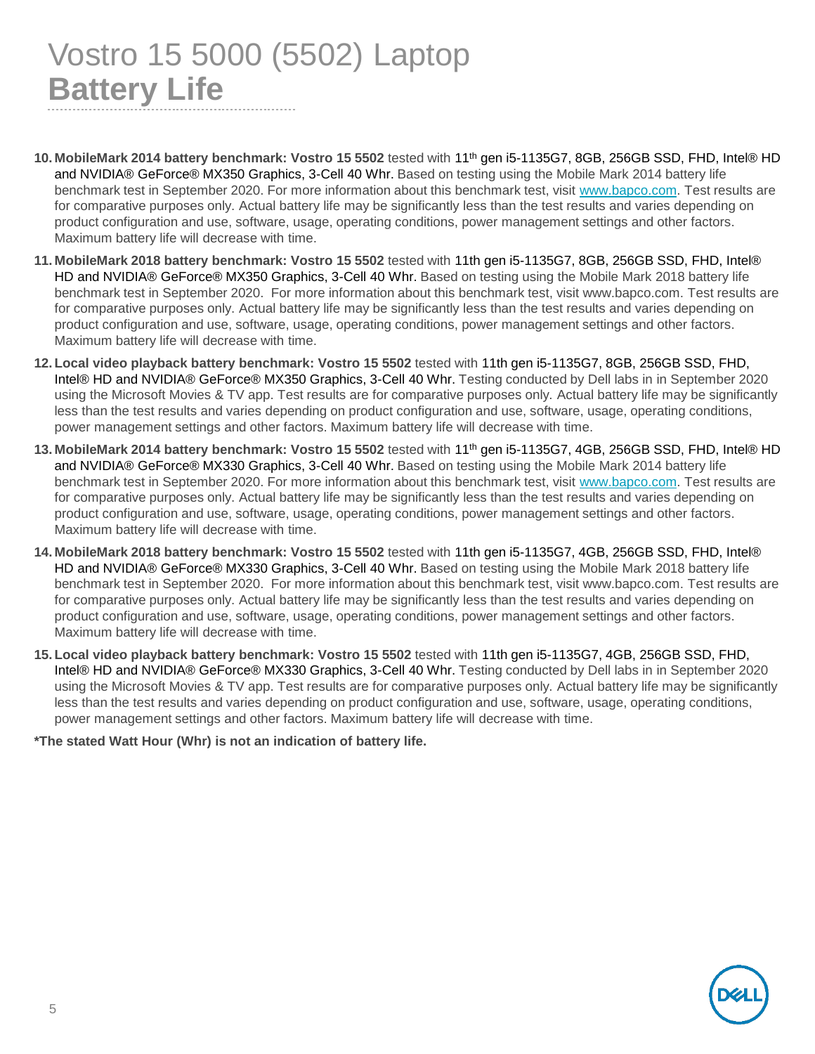# Vostro 15 5000 (5502) Laptop
## **Battery Life**

10. **MobileMark 2014 battery benchmark: Vostro 15 5502** tested with 11th gen i5-1135G7, 8GB, 256GB SSD, FHD, Intel® HD and NVIDIA® GeForce® MX350 Graphics, 3-Cell 40 Whr. Based on testing using the Mobile Mark 2014 battery life benchmark test in September 2020. For more information about this benchmark test, visit www.bapco.com. Test results are for comparative purposes only. Actual battery life may be significantly less than the test results and varies depending on product configuration and use, software, usage, operating conditions, power management settings and other factors. Maximum battery life will decrease with time.
11. **MobileMark 2018 battery benchmark: Vostro 15 5502** tested with 11th gen i5-1135G7, 8GB, 256GB SSD, FHD, Intel® HD and NVIDIA® GeForce® MX350 Graphics, 3-Cell 40 Whr. Based on testing using the Mobile Mark 2018 battery life benchmark test in September 2020. For more information about this benchmark test, visit www.bapco.com. Test results are for comparative purposes only. Actual battery life may be significantly less than the test results and varies depending on product configuration and use, software, usage, operating conditions, power management settings and other factors. Maximum battery life will decrease with time.
12. **Local video playback battery benchmark: Vostro 15 5502** tested with 11th gen i5-1135G7, 8GB, 256GB SSD, FHD, Intel® HD and NVIDIA® GeForce® MX350 Graphics, 3-Cell 40 Whr. Testing conducted by Dell labs in in September 2020 using the Microsoft Movies & TV app. Test results are for comparative purposes only. Actual battery life may be significantly less than the test results and varies depending on product configuration and use, software, usage, operating conditions, power management settings and other factors. Maximum battery life will decrease with time.
13. **MobileMark 2014 battery benchmark: Vostro 15 5502** tested with 11th gen i5-1135G7, 4GB, 256GB SSD, FHD, Intel® HD and NVIDIA® GeForce® MX330 Graphics, 3-Cell 40 Whr. Based on testing using the Mobile Mark 2014 battery life benchmark test in September 2020. For more information about this benchmark test, visit www.bapco.com. Test results are for comparative purposes only. Actual battery life may be significantly less than the test results and varies depending on product configuration and use, software, usage, operating conditions, power management settings and other factors. Maximum battery life will decrease with time.
14. **MobileMark 2018 battery benchmark: Vostro 15 5502** tested with 11th gen i5-1135G7, 4GB, 256GB SSD, FHD, Intel® HD and NVIDIA® GeForce® MX330 Graphics, 3-Cell 40 Whr. Based on testing using the Mobile Mark 2018 battery life benchmark test in September 2020. For more information about this benchmark test, visit www.bapco.com. Test results are for comparative purposes only. Actual battery life may be significantly less than the test results and varies depending on product configuration and use, software, usage, operating conditions, power management settings and other factors. Maximum battery life will decrease with time.
15. **Local video playback battery benchmark: Vostro 15 5502** tested with 11th gen i5-1135G7, 4GB, 256GB SSD, FHD, Intel® HD and NVIDIA® GeForce® MX330 Graphics, 3-Cell 40 Whr. Testing conducted by Dell labs in in September 2020 using the Microsoft Movies & TV app. Test results are for comparative purposes only. Actual battery life may be significantly less than the test results and varies depending on product configuration and use, software, usage, operating conditions, power management settings and other factors. Maximum battery life will decrease with time.

**\*The stated Watt Hour (Whr) is not an indication of battery life.**